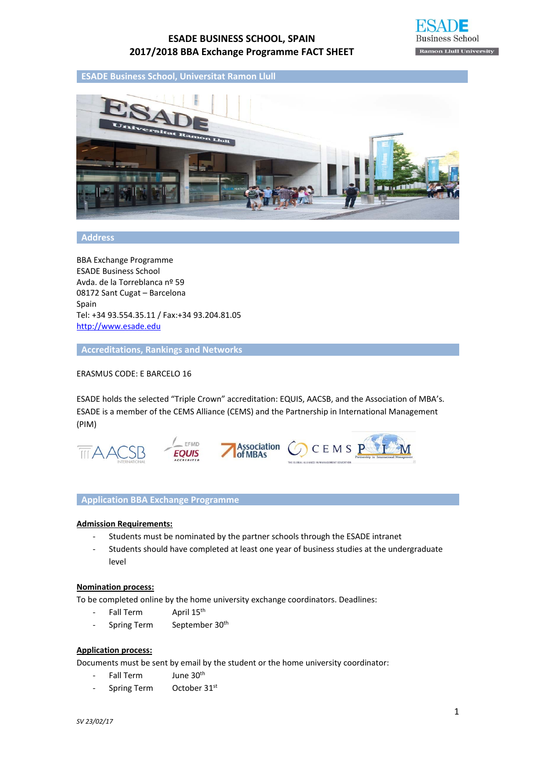# ESADE BUSINESS SCHOOL, SPAIN
# 2017/2018 BBA Exchange Programme FACT SHEET

## ESADE Business School, Universitat Ramon Llull

## Address

BBA Exchange Programme
ESADE Business School
Avda. de la Torreblanca nº 59
08172 Sant Cugat – Barcelona
Spain
Tel: +34 93.554.35.11 / Fax:+34 93.204.81.05
http://www.esade.edu

## Accreditations, Rankings and Networks

ERASMUS CODE: E BARCELO 16

ESADE holds the selected "Triple Crown" accreditation: EQUIS, AACSB, and the Association of MBA's. ESADE is a member of the CEMS Alliance (CEMS) and the Partnership in International Management (PIM)

## Application BBA Exchange Programme

**Admission Requirements:**

- Students must be nominated by the partner schools through the ESADE intranet
- Students should have completed at least one year of business studies at the undergraduate level

**Nomination process:**

To be completed online by the home university exchange coordinators. Deadlines:

- Fall Term April 15th
- Spring Term September 30th

**Application process:**

Documents must be sent by email by the student or the home university coordinator:

- Fall Term June 30th
- Spring Term October 31st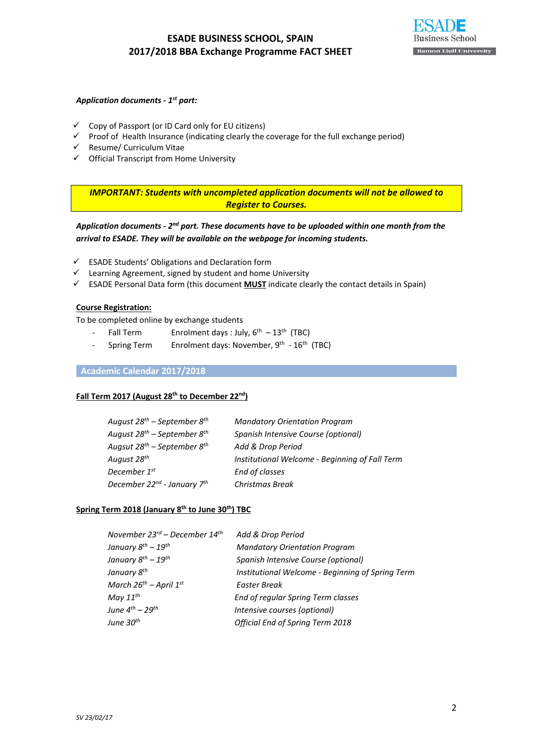# ESADE BUSINESS SCHOOL, SPAIN
# 2017/2018 BBA Exchange Programme FACT SHEET

***Application documents - 1st part:***

- ✓ Copy of Passport (or ID Card only for EU citizens)
- ✓ Proof of Health Insurance (indicating clearly the coverage for the full exchange period)
- ✓ Resume/ Curriculum Vitae
- ✓ Official Transcript from Home University

***IMPORTANT: Students with uncompleted application documents will not be allowed to Register to Courses.***

***Application documents - 2nd part. These documents have to be uploaded within one month from the arrival to ESADE. They will be available on the webpage for incoming students.***

- ✓ ESADE Students' Obligations and Declaration form
- ✓ Learning Agreement, signed by student and home University
- ✓ ESADE Personal Data form (this document **MUST** indicate clearly the contact details in Spain)

**Course Registration:**

To be completed online by exchange students

- Fall Term — Enrolment days : July, 6th – 13th (TBC)
- Spring Term — Enrolment days: November, 9th - 16th (TBC)

## Academic Calendar 2017/2018

**Fall Term 2017 (August 28th to December 22nd)**

| | |
|---|---|
| *August 28th – September 8th* | *Mandatory Orientation Program* |
| *August 28th – September 8th* | *Spanish Intensive Course (optional)* |
| *August 28th – September 8th* | *Add & Drop Period* |
| *August 28th* | *Institutional Welcome - Beginning of Fall Term* |
| *December 1st* | *End of classes* |
| *December 22nd - January 7th* | *Christmas Break* |

**Spring Term 2018 (January 8th to June 30th) TBC**

| | |
|---|---|
| *November 23rd – December 14th* | *Add & Drop Period* |
| *January 8th – 19th* | *Mandatory Orientation Program* |
| *January 8th – 19th* | *Spanish Intensive Course (optional)* |
| *January 8th* | *Institutional Welcome - Beginning of Spring Term* |
| *March 26th – April 1st* | *Easter Break* |
| *May 11th* | *End of regular Spring Term classes* |
| *June 4th – 29th* | *Intensive courses (optional)* |
| *June 30th* | *Official End of Spring Term 2018* |

*SV 23/02/17*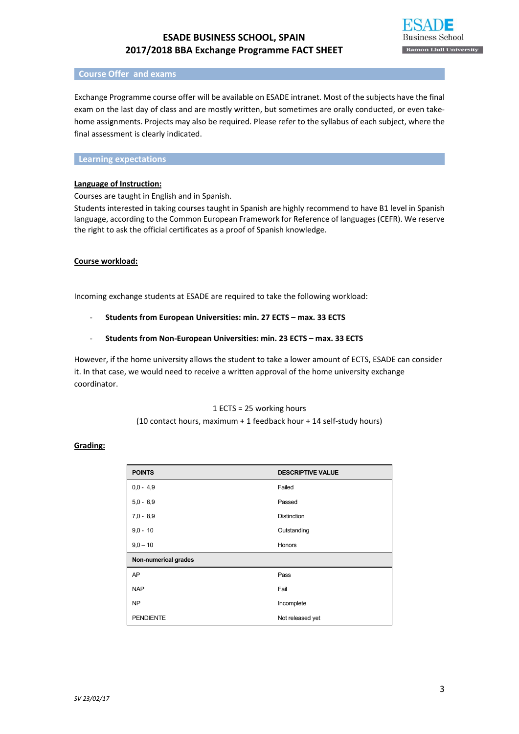## Course Offer and exams

Exchange Programme course offer will be available on ESADE intranet. Most of the subjects have the final exam on the last day of class and are mostly written, but sometimes are orally conducted, or even take-home assignments. Projects may also be required. Please refer to the syllabus of each subject, where the final assessment is clearly indicated.

## Learning expectations

**Language of Instruction:**

Courses are taught in English and in Spanish.

Students interested in taking courses taught in Spanish are highly recommend to have B1 level in Spanish language, according to the Common European Framework for Reference of languages (CEFR). We reserve the right to ask the official certificates as a proof of Spanish knowledge.

**Course workload:**

Incoming exchange students at ESADE are required to take the following workload:

- **Students from European Universities: min. 27 ECTS – max. 33 ECTS**
- **Students from Non-European Universities: min. 23 ECTS – max. 33 ECTS**

However, if the home university allows the student to take a lower amount of ECTS, ESADE can consider it. In that case, we would need to receive a written approval of the home university exchange coordinator.

1 ECTS = 25 working hours
(10 contact hours, maximum + 1 feedback hour + 14 self-study hours)

**Grading:**

| POINTS | DESCRIPTIVE VALUE |
|---|---|
| 0,0 - 4,9 | Failed |
| 5,0 - 6,9 | Passed |
| 7,0 - 8,9 | Distinction |
| 9,0 - 10 | Outstanding |
| 9,0 – 10 | Honors |
| **Non-numerical grades** | |
| AP | Pass |
| NAP | Fail |
| NP | Incomplete |
| PENDIENTE | Not released yet |

*SV 23/02/17*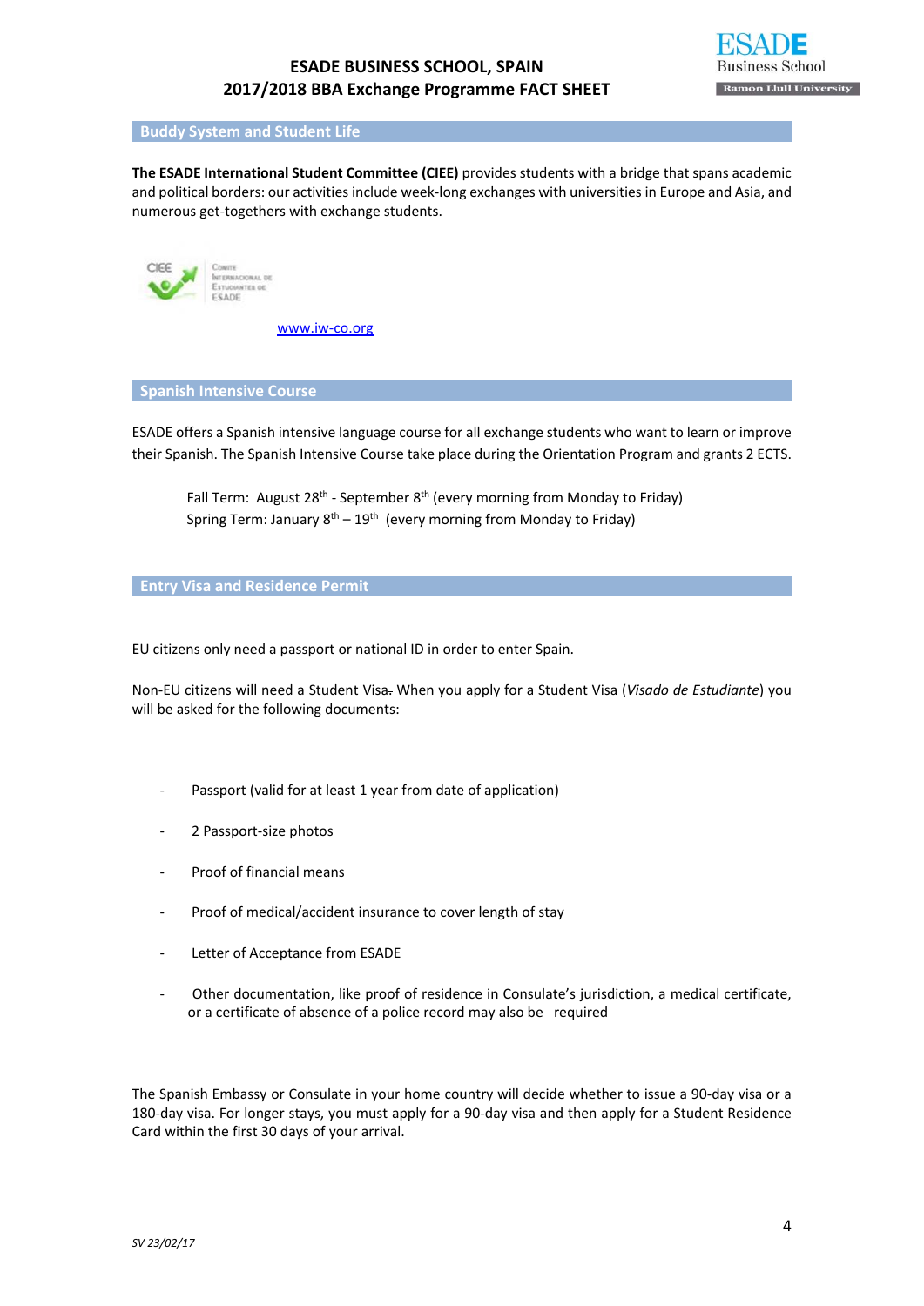## Buddy System and Student Life

**The ESADE International Student Committee (CIEE)** provides students with a bridge that spans academic and political borders: our activities include week-long exchanges with universities in Europe and Asia, and numerous get-togethers with exchange students.

[www.iw-co.org](http://www.iw-co.org)

## Spanish Intensive Course

ESADE offers a Spanish intensive language course for all exchange students who want to learn or improve their Spanish. The Spanish Intensive Course take place during the Orientation Program and grants 2 ECTS.

Fall Term: August 28th - September 8th (every morning from Monday to Friday)
Spring Term: January 8th – 19th (every morning from Monday to Friday)

## Entry Visa and Residence Permit

EU citizens only need a passport or national ID in order to enter Spain.

Non-EU citizens will need a Student Visa. When you apply for a Student Visa (*Visado de Estudiante*) you will be asked for the following documents:

- Passport (valid for at least 1 year from date of application)
- 2 Passport-size photos
- Proof of financial means
- Proof of medical/accident insurance to cover length of stay
- Letter of Acceptance from ESADE
- Other documentation, like proof of residence in Consulate's jurisdiction, a medical certificate, or a certificate of absence of a police record may also be required

The Spanish Embassy or Consulate in your home country will decide whether to issue a 90-day visa or a 180-day visa. For longer stays, you must apply for a 90-day visa and then apply for a Student Residence Card within the first 30 days of your arrival.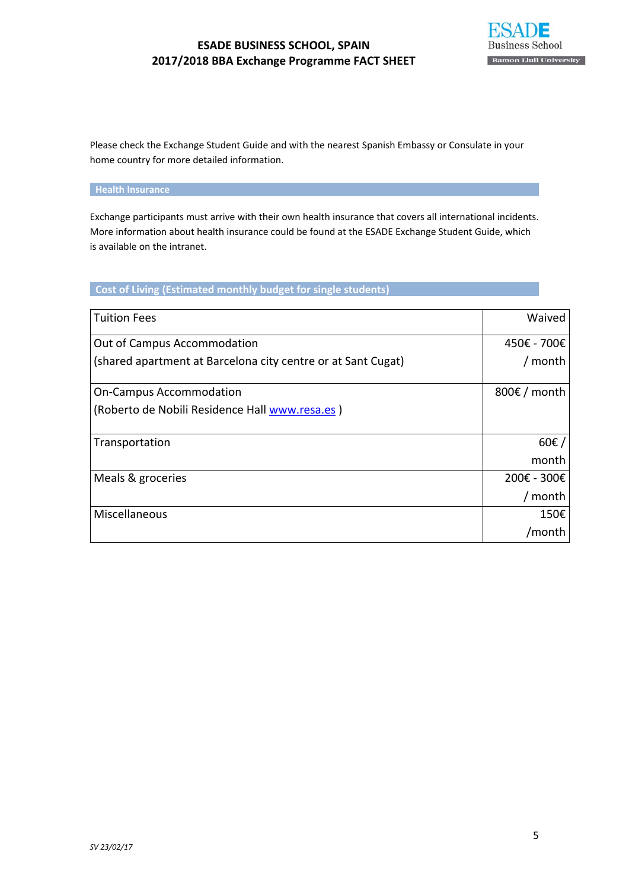Please check the Exchange Student Guide and with the nearest Spanish Embassy or Consulate in your home country for more detailed information.

## Health Insurance

Exchange participants must arrive with their own health insurance that covers all international incidents. More information about health insurance could be found at the ESADE Exchange Student Guide, which is available on the intranet.

## Cost of Living (Estimated monthly budget for single students)

| | |
|---|---|
| Tuition Fees | Waived |
| Out of Campus Accommodation<br>(shared apartment at Barcelona city centre or at Sant Cugat) | 450€ - 700€ / month |
| On-Campus Accommodation<br>(Roberto de Nobili Residence Hall www.resa.es ) | 800€ / month |
| Transportation | 60€ / month |
| Meals & groceries | 200€ - 300€ / month |
| Miscellaneous | 150€ /month |

*SV 23/02/17*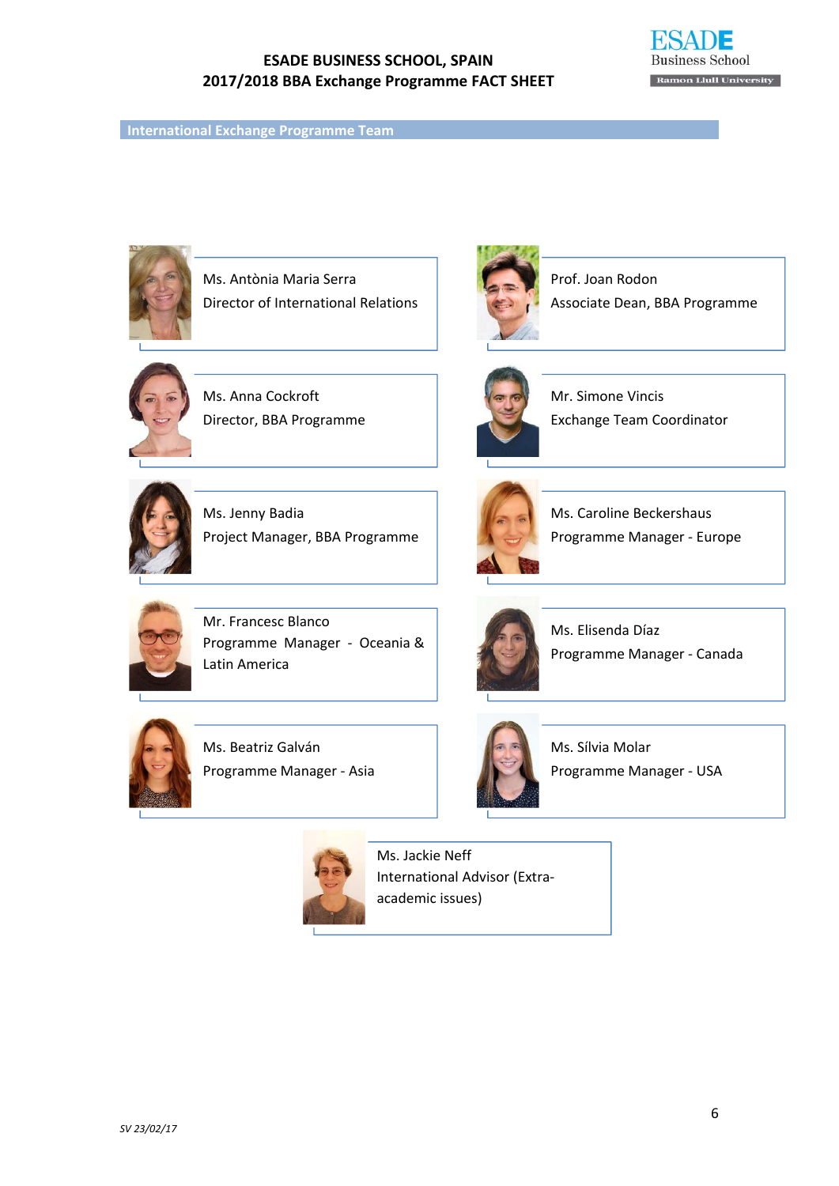## International Exchange Programme Team

Ms. Antònia Maria Serra
Director of International Relations

Prof. Joan Rodon
Associate Dean, BBA Programme

Ms. Anna Cockroft
Director, BBA Programme

Mr. Simone Vincis
Exchange Team Coordinator

Ms. Jenny Badia
Project Manager, BBA Programme

Ms. Caroline Beckershaus
Programme Manager - Europe

Mr. Francesc Blanco
Programme Manager - Oceania & Latin America

Ms. Elisenda Díaz
Programme Manager - Canada

Ms. Beatriz Galván
Programme Manager - Asia

Ms. Sílvia Molar
Programme Manager - USA

Ms. Jackie Neff
International Advisor (Extra-academic issues)

*SV 23/02/17*